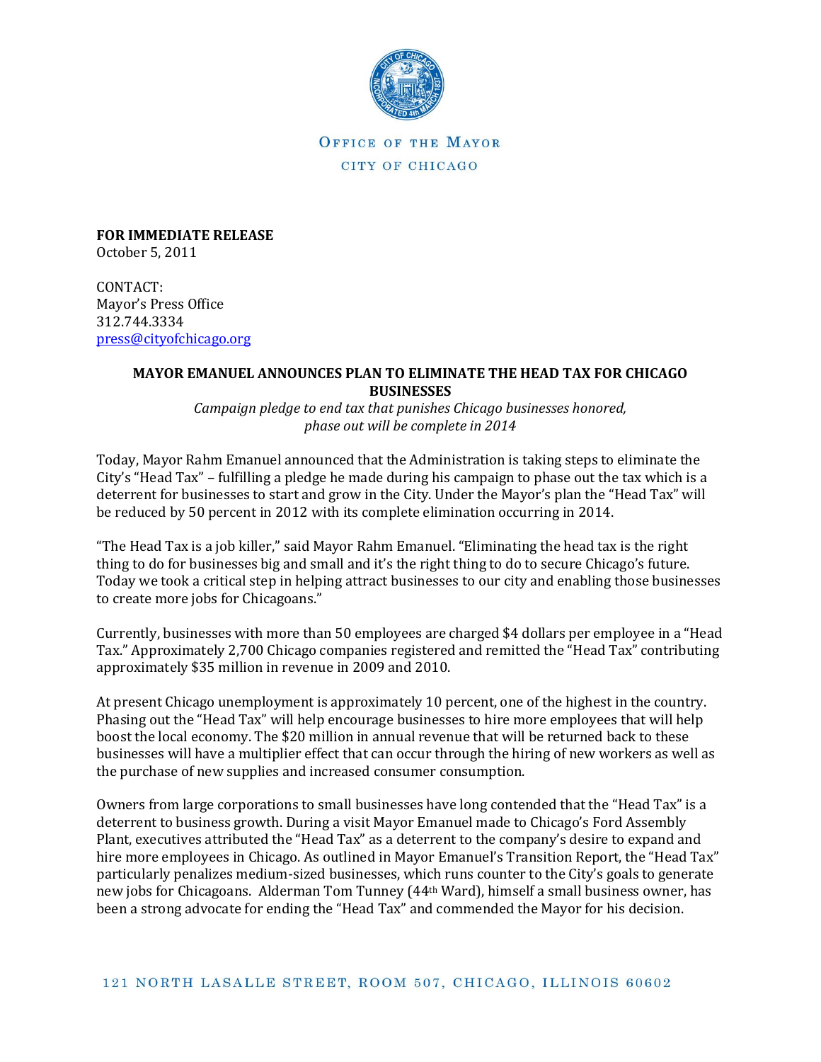OFFICE OF THE MAYOR

CITY OF CHICAGO

**FOR IMMEDIATE RELEASE**
October 5, 2011

CONTACT:
Mayor's Press Office
312.744.3334
press@cityofchicago.org

**MAYOR EMANUEL ANNOUNCES PLAN TO ELIMINATE THE HEAD TAX FOR CHICAGO BUSINESSES**

*Campaign pledge to end tax that punishes Chicago businesses honored, phase out will be complete in 2014*

Today, Mayor Rahm Emanuel announced that the Administration is taking steps to eliminate the City's "Head Tax" – fulfilling a pledge he made during his campaign to phase out the tax which is a deterrent for businesses to start and grow in the City. Under the Mayor's plan the "Head Tax" will be reduced by 50 percent in 2012 with its complete elimination occurring in 2014.

"The Head Tax is a job killer," said Mayor Rahm Emanuel. "Eliminating the head tax is the right thing to do for businesses big and small and it's the right thing to do to secure Chicago's future. Today we took a critical step in helping attract businesses to our city and enabling those businesses to create more jobs for Chicagoans."

Currently, businesses with more than 50 employees are charged $4 dollars per employee in a "Head Tax." Approximately 2,700 Chicago companies registered and remitted the "Head Tax" contributing approximately $35 million in revenue in 2009 and 2010.

At present Chicago unemployment is approximately 10 percent, one of the highest in the country. Phasing out the "Head Tax" will help encourage businesses to hire more employees that will help boost the local economy. The $20 million in annual revenue that will be returned back to these businesses will have a multiplier effect that can occur through the hiring of new workers as well as the purchase of new supplies and increased consumer consumption.

Owners from large corporations to small businesses have long contended that the "Head Tax" is a deterrent to business growth. During a visit Mayor Emanuel made to Chicago's Ford Assembly Plant, executives attributed the "Head Tax" as a deterrent to the company's desire to expand and hire more employees in Chicago. As outlined in Mayor Emanuel's Transition Report, the "Head Tax" particularly penalizes medium-sized businesses, which runs counter to the City's goals to generate new jobs for Chicagoans. Alderman Tom Tunney (44th Ward), himself a small business owner, has been a strong advocate for ending the "Head Tax" and commended the Mayor for his decision.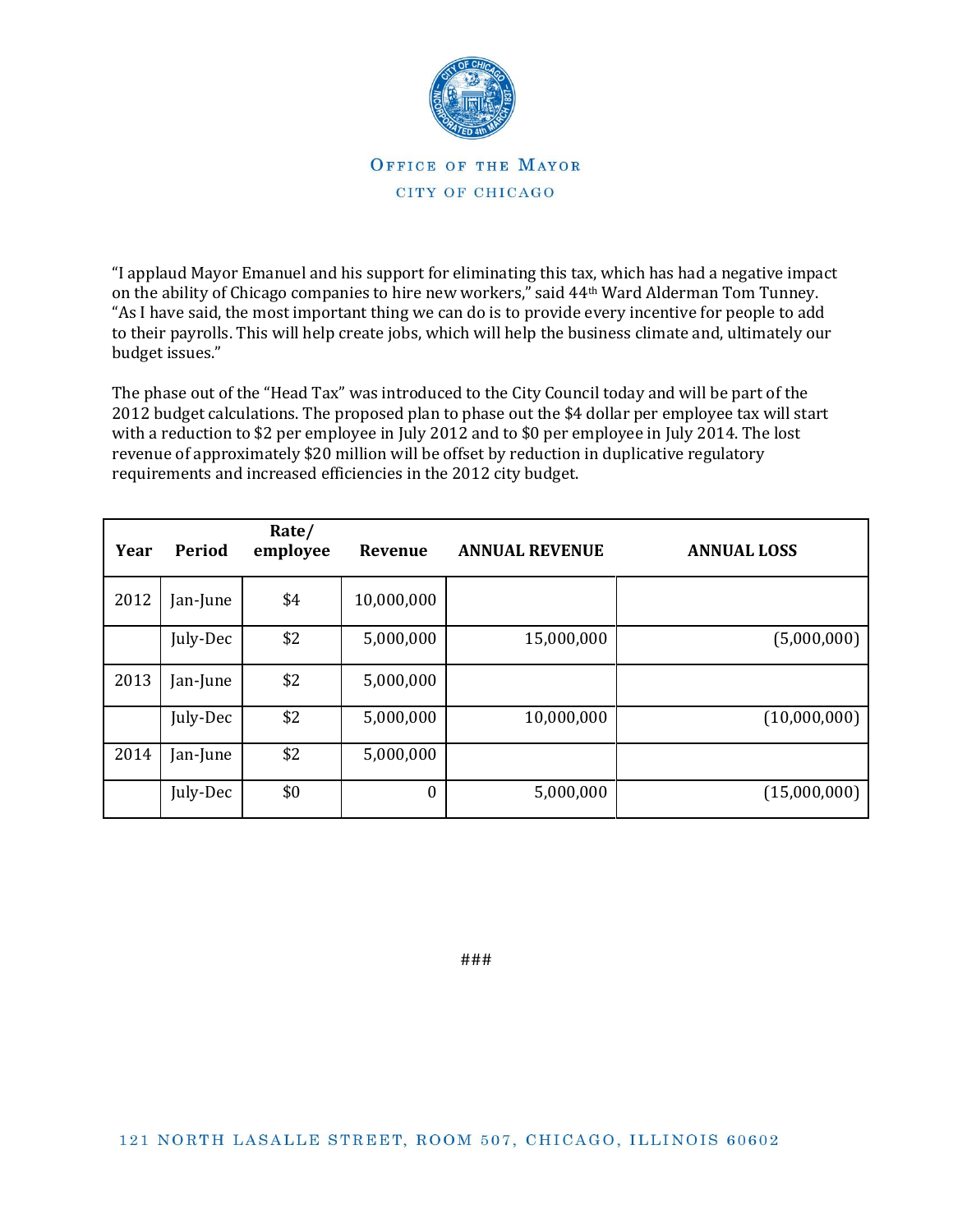OFFICE OF THE MAYOR

CITY OF CHICAGO

"I applaud Mayor Emanuel and his support for eliminating this tax, which has had a negative impact on the ability of Chicago companies to hire new workers," said 44th Ward Alderman Tom Tunney. "As I have said, the most important thing we can do is to provide every incentive for people to add to their payrolls. This will help create jobs, which will help the business climate and, ultimately our budget issues."

The phase out of the "Head Tax" was introduced to the City Council today and will be part of the 2012 budget calculations. The proposed plan to phase out the $4 dollar per employee tax will start with a reduction to $2 per employee in July 2012 and to $0 per employee in July 2014. The lost revenue of approximately $20 million will be offset by reduction in duplicative regulatory requirements and increased efficiencies in the 2012 city budget.

| Year | Period | Rate/ employee | Revenue | ANNUAL REVENUE | ANNUAL LOSS |
|---|---|---|---|---|---|
| 2012 | Jan-June | $4 | 10,000,000 | | |
| | July-Dec | $2 | 5,000,000 | 15,000,000 | (5,000,000) |
| 2013 | Jan-June | $2 | 5,000,000 | | |
| | July-Dec | $2 | 5,000,000 | 10,000,000 | (10,000,000) |
| 2014 | Jan-June | $2 | 5,000,000 | | |
| | July-Dec | $0 | 0 | 5,000,000 | (15,000,000) |

###

121 NORTH LASALLE STREET, ROOM 507, CHICAGO, ILLINOIS 60602